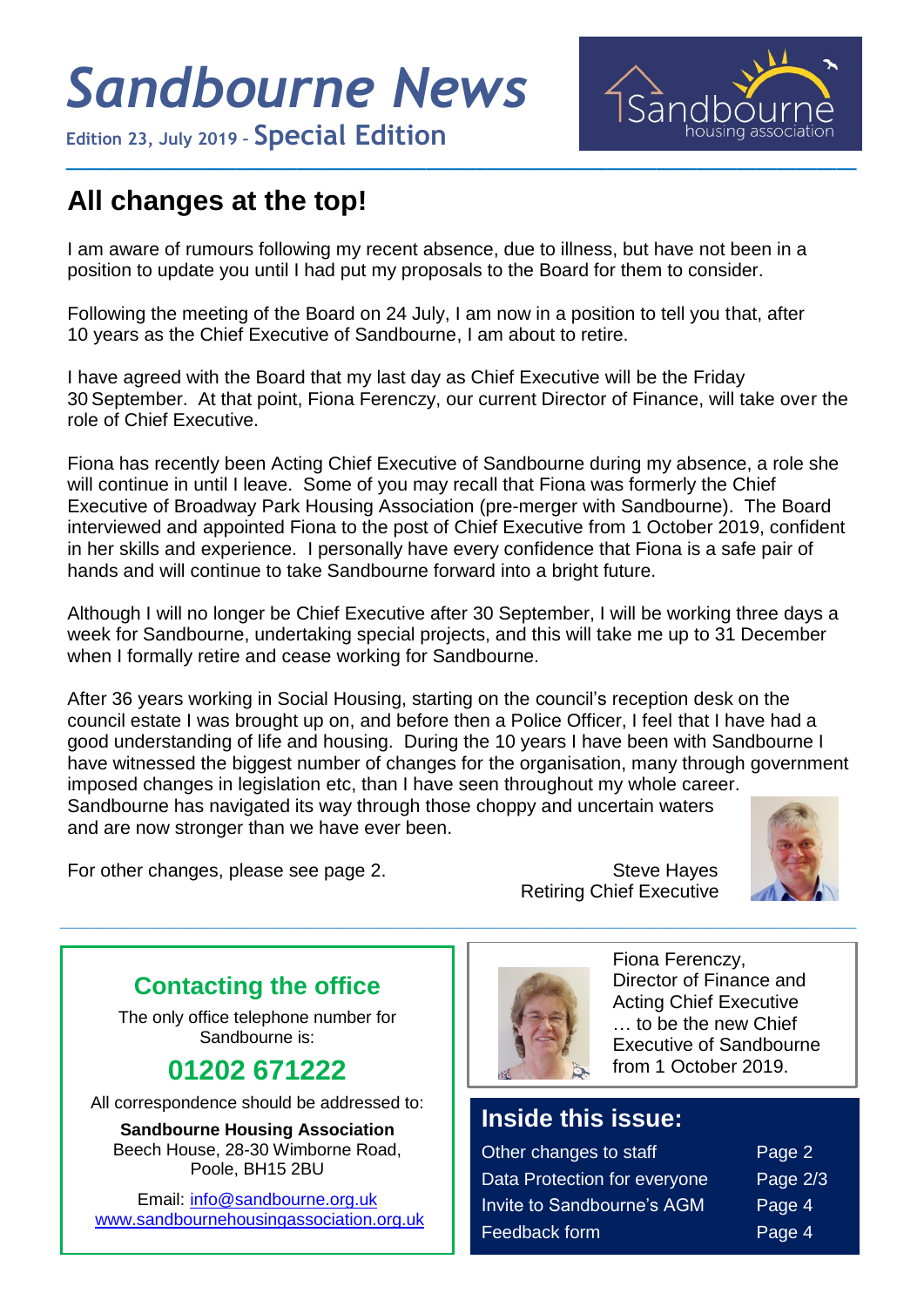# *Sandbourne News*

**Edition 23, July 2019 – Special Edition**

## All changes at the top!

I am aware of rumours following my recent absence, due to illness, but have not been in a position to update you until I had put my proposals to the Board for them to consider.

Following the meeting of the Board on 24 July, I am now in a position to tell you that, after 10 years as the Chief Executive of Sandbourne, I am about to retire.

I have agreed with the Board that my last day as Chief Executive will be the Friday 30 September. At that point, Fiona Ferenczy, our current Director of Finance, will take over the role of Chief Executive.

Fiona has recently been Acting Chief Executive of Sandbourne during my absence, a role she will continue in until I leave. Some of you may recall that Fiona was formerly the Chief Executive of Broadway Park Housing Association (pre-merger with Sandbourne). The Board interviewed and appointed Fiona to the post of Chief Executive from 1 October 2019, confident in her skills and experience. I personally have every confidence that Fiona is a safe pair of hands and will continue to take Sandbourne forward into a bright future.

Although I will no longer be Chief Executive after 30 September, I will be working three days a week for Sandbourne, undertaking special projects, and this will take me up to 31 December when I formally retire and cease working for Sandbourne.

After 36 years working in Social Housing, starting on the council's reception desk on the council estate I was brought up on, and before then a Police Officer, I feel that I have had a good understanding of life and housing. During the 10 years I have been with Sandbourne I have witnessed the biggest number of changes for the organisation, many through government imposed changes in legislation etc, than I have seen throughout my whole career. Sandbourne has navigated its way through those choppy and uncertain waters and are now stronger than we have ever been.

For other changes, please see page 2.

Steve Hayes
Retiring Chief Executive

---

## Contacting the office

The only office telephone number for Sandbourne is:

## 01202 671222

All correspondence should be addressed to:

**Sandbourne Housing Association**
Beech House, 28-30 Wimborne Road,
Poole, BH15 2BU

Email: info@sandbourne.org.uk
www.sandbournehousingassociation.org.uk

---

Fiona Ferenczy, Director of Finance and Acting Chief Executive … to be the new Chief Executive of Sandbourne from 1 October 2019.

---

## Inside this issue:

| | |
|---|---|
| Other changes to staff | Page 2 |
| Data Protection for everyone | Page 2/3 |
| Invite to Sandbourne's AGM | Page 4 |
| Feedback form | Page 4 |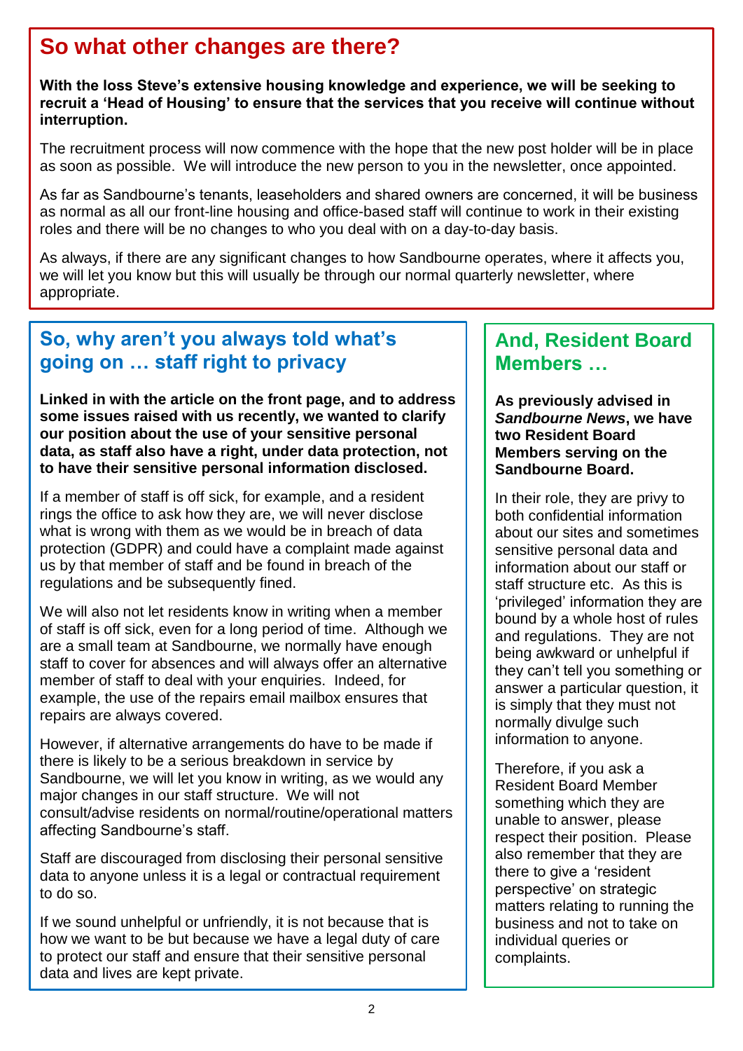## So what other changes are there?

**With the loss Steve's extensive housing knowledge and experience, we will be seeking to recruit a 'Head of Housing' to ensure that the services that you receive will continue without interruption.**

The recruitment process will now commence with the hope that the new post holder will be in place as soon as possible. We will introduce the new person to you in the newsletter, once appointed.

As far as Sandbourne's tenants, leaseholders and shared owners are concerned, it will be business as normal as all our front-line housing and office-based staff will continue to work in their existing roles and there will be no changes to who you deal with on a day-to-day basis.

As always, if there are any significant changes to how Sandbourne operates, where it affects you, we will let you know but this will usually be through our normal quarterly newsletter, where appropriate.

## So, why aren't you always told what's going on … staff right to privacy

**Linked in with the article on the front page, and to address some issues raised with us recently, we wanted to clarify our position about the use of your sensitive personal data, as staff also have a right, under data protection, not to have their sensitive personal information disclosed.**

If a member of staff is off sick, for example, and a resident rings the office to ask how they are, we will never disclose what is wrong with them as we would be in breach of data protection (GDPR) and could have a complaint made against us by that member of staff and be found in breach of the regulations and be subsequently fined.

We will also not let residents know in writing when a member of staff is off sick, even for a long period of time. Although we are a small team at Sandbourne, we normally have enough staff to cover for absences and will always offer an alternative member of staff to deal with your enquiries. Indeed, for example, the use of the repairs email mailbox ensures that repairs are always covered.

However, if alternative arrangements do have to be made if there is likely to be a serious breakdown in service by Sandbourne, we will let you know in writing, as we would any major changes in our staff structure. We will not consult/advise residents on normal/routine/operational matters affecting Sandbourne's staff.

Staff are discouraged from disclosing their personal sensitive data to anyone unless it is a legal or contractual requirement to do so.

If we sound unhelpful or unfriendly, it is not because that is how we want to be but because we have a legal duty of care to protect our staff and ensure that their sensitive personal data and lives are kept private.

## And, Resident Board Members …

**As previously advised in *Sandbourne News*, we have two Resident Board Members serving on the Sandbourne Board.**

In their role, they are privy to both confidential information about our sites and sometimes sensitive personal data and information about our staff or staff structure etc. As this is 'privileged' information they are bound by a whole host of rules and regulations. They are not being awkward or unhelpful if they can't tell you something or answer a particular question, it is simply that they must not normally divulge such information to anyone.

Therefore, if you ask a Resident Board Member something which they are unable to answer, please respect their position. Please also remember that they are there to give a 'resident perspective' on strategic matters relating to running the business and not to take on individual queries or complaints.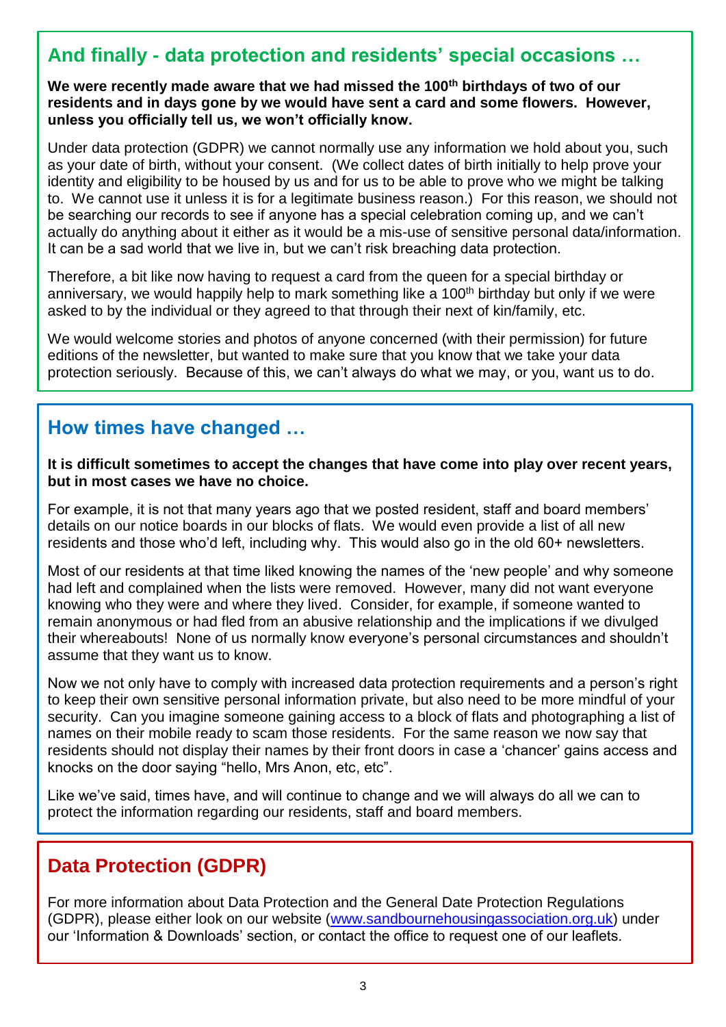## And finally - data protection and residents' special occasions …

**We were recently made aware that we had missed the 100th birthdays of two of our residents and in days gone by we would have sent a card and some flowers. However, unless you officially tell us, we won't officially know.**

Under data protection (GDPR) we cannot normally use any information we hold about you, such as your date of birth, without your consent. (We collect dates of birth initially to help prove your identity and eligibility to be housed by us and for us to be able to prove who we might be talking to. We cannot use it unless it is for a legitimate business reason.) For this reason, we should not be searching our records to see if anyone has a special celebration coming up, and we can't actually do anything about it either as it would be a mis-use of sensitive personal data/information. It can be a sad world that we live in, but we can't risk breaching data protection.

Therefore, a bit like now having to request a card from the queen for a special birthday or anniversary, we would happily help to mark something like a 100th birthday but only if we were asked to by the individual or they agreed to that through their next of kin/family, etc.

We would welcome stories and photos of anyone concerned (with their permission) for future editions of the newsletter, but wanted to make sure that you know that we take your data protection seriously. Because of this, we can't always do what we may, or you, want us to do.

## How times have changed …

**It is difficult sometimes to accept the changes that have come into play over recent years, but in most cases we have no choice.**

For example, it is not that many years ago that we posted resident, staff and board members' details on our notice boards in our blocks of flats. We would even provide a list of all new residents and those who'd left, including why. This would also go in the old 60+ newsletters.

Most of our residents at that time liked knowing the names of the 'new people' and why someone had left and complained when the lists were removed. However, many did not want everyone knowing who they were and where they lived. Consider, for example, if someone wanted to remain anonymous or had fled from an abusive relationship and the implications if we divulged their whereabouts! None of us normally know everyone's personal circumstances and shouldn't assume that they want us to know.

Now we not only have to comply with increased data protection requirements and a person's right to keep their own sensitive personal information private, but also need to be more mindful of your security. Can you imagine someone gaining access to a block of flats and photographing a list of names on their mobile ready to scam those residents. For the same reason we now say that residents should not display their names by their front doors in case a 'chancer' gains access and knocks on the door saying "hello, Mrs Anon, etc, etc".

Like we've said, times have, and will continue to change and we will always do all we can to protect the information regarding our residents, staff and board members.

## Data Protection (GDPR)

For more information about Data Protection and the General Date Protection Regulations (GDPR), please either look on our website (www.sandbournehousingassociation.org.uk) under our 'Information & Downloads' section, or contact the office to request one of our leaflets.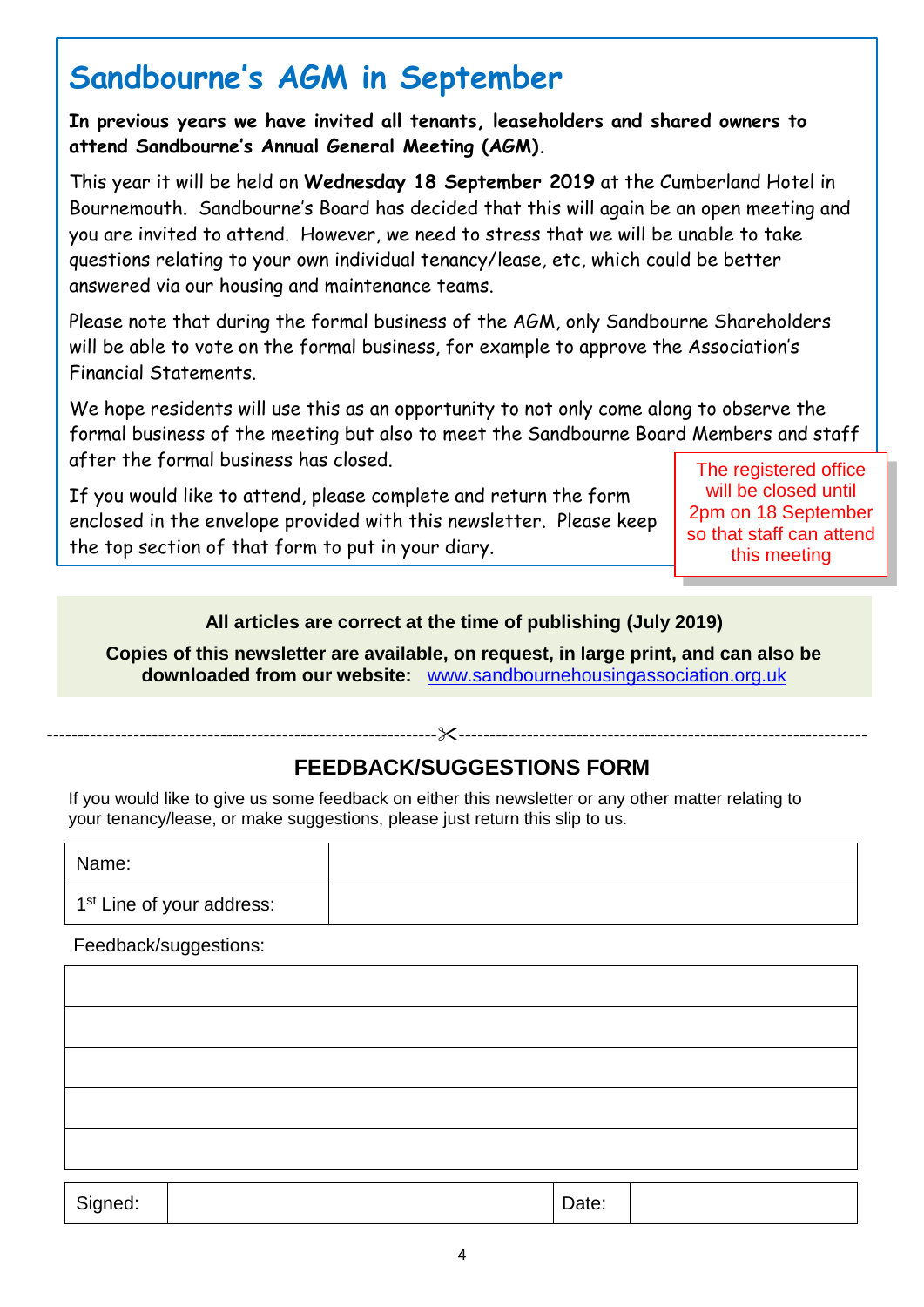# Sandbourne's AGM in September

**In previous years we have invited all tenants, leaseholders and shared owners to attend Sandbourne's Annual General Meeting (AGM).**

This year it will be held on **Wednesday 18 September 2019** at the Cumberland Hotel in Bournemouth. Sandbourne's Board has decided that this will again be an open meeting and you are invited to attend. However, we need to stress that we will be unable to take questions relating to your own individual tenancy/lease, etc, which could be better answered via our housing and maintenance teams.

Please note that during the formal business of the AGM, only Sandbourne Shareholders will be able to vote on the formal business, for example to approve the Association's Financial Statements.

We hope residents will use this as an opportunity to not only come along to observe the formal business of the meeting but also to meet the Sandbourne Board Members and staff after the formal business has closed.

If you would like to attend, please complete and return the form enclosed in the envelope provided with this newsletter. Please keep the top section of that form to put in your diary.

The registered office will be closed until 2pm on 18 September so that staff can attend this meeting

**All articles are correct at the time of publishing (July 2019)**

**Copies of this newsletter are available, on request, in large print, and can also be downloaded from our website:** www.sandbournehousingassociation.org.uk

---

## FEEDBACK/SUGGESTIONS FORM

If you would like to give us some feedback on either this newsletter or any other matter relating to your tenancy/lease, or make suggestions, please just return this slip to us.

| | |
|---|---|
| Name: | |
| 1st Line of your address: | |

Feedback/suggestions:

| |
|---|
| |
| |
| |
| |
| |

| | | | |
|---|---|---|---|
| Signed: | | Date: | |